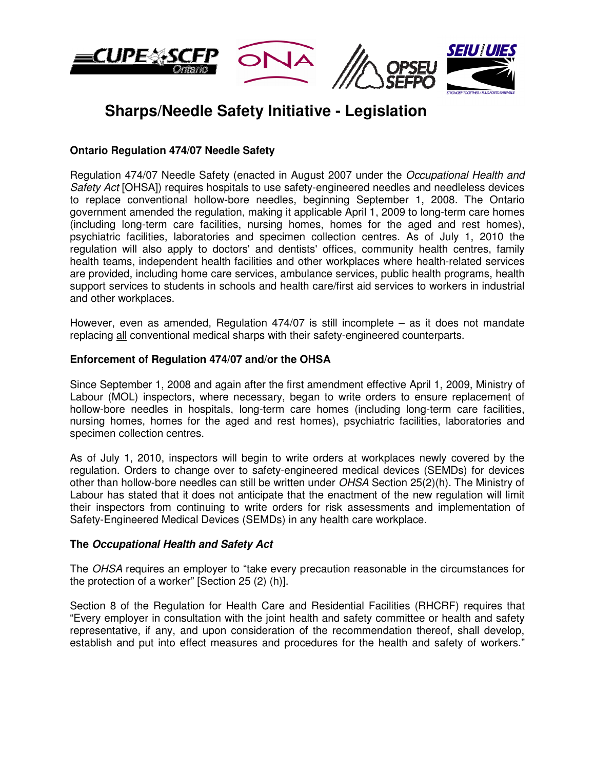# Sharps/Needle Safety Initiative - Legislation

### Ontario Regulation 474/07 Needle Safety

Regulation 474/07 Needle Safety (enacted in August 2007 under the *Occupational Health and Safety Act* [OHSA]) requires hospitals to use safety-engineered needles and needleless devices to replace conventional hollow-bore needles, beginning September 1, 2008. The Ontario government amended the regulation, making it applicable April 1, 2009 to long-term care homes (including long-term care facilities, nursing homes, homes for the aged and rest homes), psychiatric facilities, laboratories and specimen collection centres. As of July 1, 2010 the regulation will also apply to doctors' and dentists' offices, community health centres, family health teams, independent health facilities and other workplaces where health-related services are provided, including home care services, ambulance services, public health programs, health support services to students in schools and health care/first aid services to workers in industrial and other workplaces.

However, even as amended, Regulation 474/07 is still incomplete – as it does not mandate replacing <u>all</u> conventional medical sharps with their safety-engineered counterparts.

### Enforcement of Regulation 474/07 and/or the OHSA

Since September 1, 2008 and again after the first amendment effective April 1, 2009, Ministry of Labour (MOL) inspectors, where necessary, began to write orders to ensure replacement of hollow-bore needles in hospitals, long-term care homes (including long-term care facilities, nursing homes, homes for the aged and rest homes), psychiatric facilities, laboratories and specimen collection centres.

As of July 1, 2010, inspectors will begin to write orders at workplaces newly covered by the regulation. Orders to change over to safety-engineered medical devices (SEMDs) for devices other than hollow-bore needles can still be written under *OHSA* Section 25(2)(h). The Ministry of Labour has stated that it does not anticipate that the enactment of the new regulation will limit their inspectors from continuing to write orders for risk assessments and implementation of Safety-Engineered Medical Devices (SEMDs) in any health care workplace.

### The *Occupational Health and Safety Act*

The *OHSA* requires an employer to "take every precaution reasonable in the circumstances for the protection of a worker" [Section 25 (2) (h)].

Section 8 of the Regulation for Health Care and Residential Facilities (RHCRF) requires that "Every employer in consultation with the joint health and safety committee or health and safety representative, if any, and upon consideration of the recommendation thereof, shall develop, establish and put into effect measures and procedures for the health and safety of workers."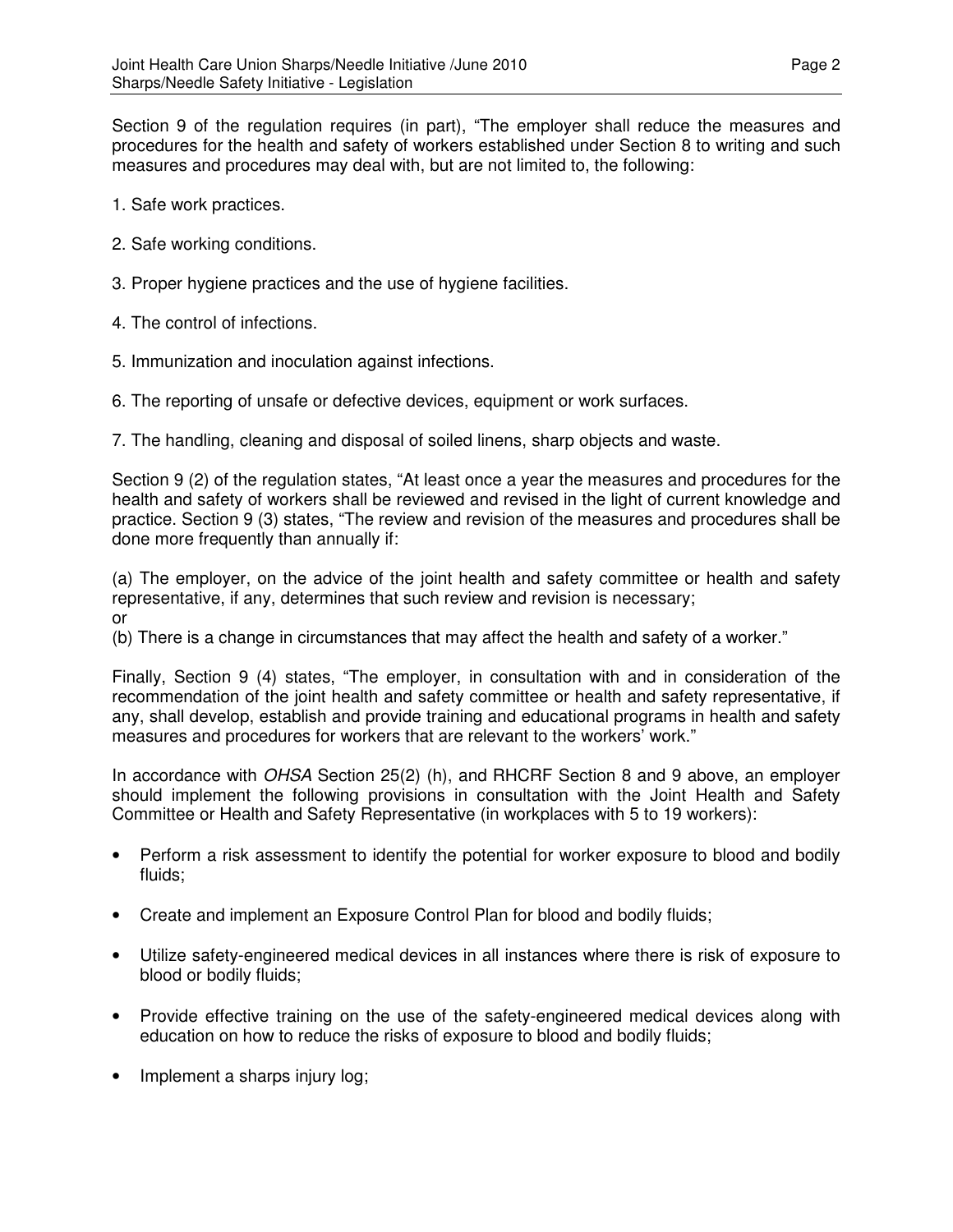Section 9 of the regulation requires (in part), "The employer shall reduce the measures and procedures for the health and safety of workers established under Section 8 to writing and such measures and procedures may deal with, but are not limited to, the following:

1. Safe work practices.

2. Safe working conditions.

3. Proper hygiene practices and the use of hygiene facilities.

4. The control of infections.

5. Immunization and inoculation against infections.

6. The reporting of unsafe or defective devices, equipment or work surfaces.

7. The handling, cleaning and disposal of soiled linens, sharp objects and waste.

Section 9 (2) of the regulation states, "At least once a year the measures and procedures for the health and safety of workers shall be reviewed and revised in the light of current knowledge and practice. Section 9 (3) states, "The review and revision of the measures and procedures shall be done more frequently than annually if:

(a) The employer, on the advice of the joint health and safety committee or health and safety representative, if any, determines that such review and revision is necessary;
or
(b) There is a change in circumstances that may affect the health and safety of a worker."

Finally, Section 9 (4) states, "The employer, in consultation with and in consideration of the recommendation of the joint health and safety committee or health and safety representative, if any, shall develop, establish and provide training and educational programs in health and safety measures and procedures for workers that are relevant to the workers' work."

In accordance with *OHSA* Section 25(2) (h), and RHCRF Section 8 and 9 above, an employer should implement the following provisions in consultation with the Joint Health and Safety Committee or Health and Safety Representative (in workplaces with 5 to 19 workers):

- Perform a risk assessment to identify the potential for worker exposure to blood and bodily fluids;
- Create and implement an Exposure Control Plan for blood and bodily fluids;
- Utilize safety-engineered medical devices in all instances where there is risk of exposure to blood or bodily fluids;
- Provide effective training on the use of the safety-engineered medical devices along with education on how to reduce the risks of exposure to blood and bodily fluids;
- Implement a sharps injury log;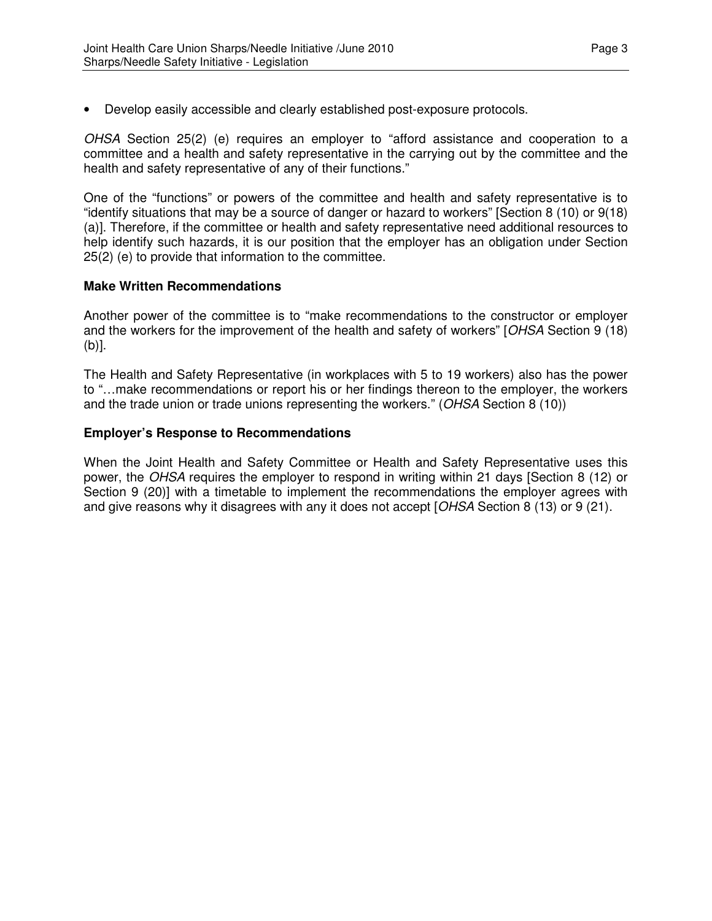- Develop easily accessible and clearly established post-exposure protocols.

*OHSA* Section 25(2) (e) requires an employer to "afford assistance and cooperation to a committee and a health and safety representative in the carrying out by the committee and the health and safety representative of any of their functions."

One of the "functions" or powers of the committee and health and safety representative is to "identify situations that may be a source of danger or hazard to workers" [Section 8 (10) or 9(18) (a)]. Therefore, if the committee or health and safety representative need additional resources to help identify such hazards, it is our position that the employer has an obligation under Section 25(2) (e) to provide that information to the committee.

**Make Written Recommendations**

Another power of the committee is to "make recommendations to the constructor or employer and the workers for the improvement of the health and safety of workers" [*OHSA* Section 9 (18) (b)].

The Health and Safety Representative (in workplaces with 5 to 19 workers) also has the power to "…make recommendations or report his or her findings thereon to the employer, the workers and the trade union or trade unions representing the workers." (*OHSA* Section 8 (10))

**Employer's Response to Recommendations**

When the Joint Health and Safety Committee or Health and Safety Representative uses this power, the *OHSA* requires the employer to respond in writing within 21 days [Section 8 (12) or Section 9 (20)] with a timetable to implement the recommendations the employer agrees with and give reasons why it disagrees with any it does not accept [*OHSA* Section 8 (13) or 9 (21).